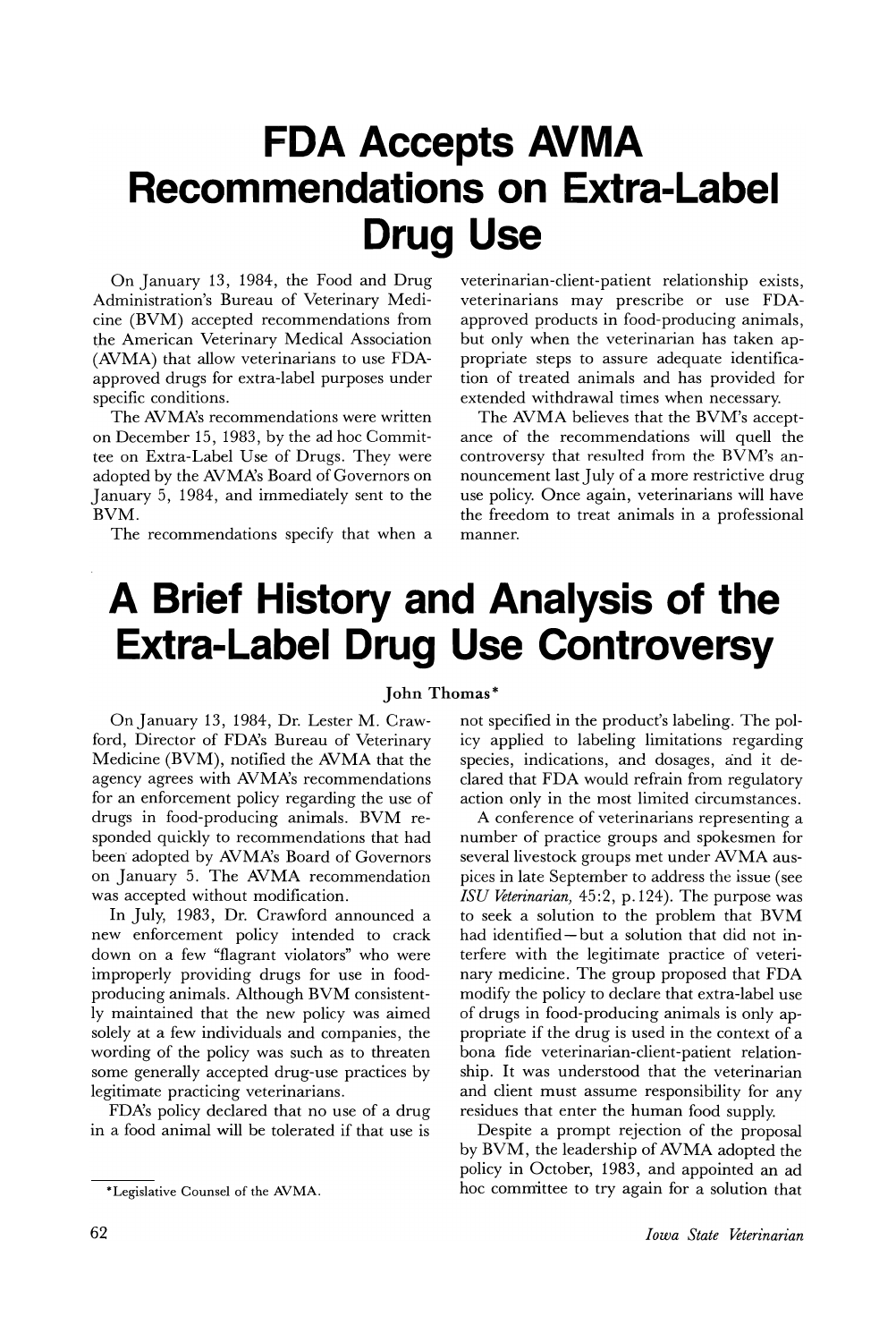# FDA Accepts AVMA Recommendations on Extra-Label Drug Use

On January 13, 1984, the Food and Drug Administration's Bureau of Veterinary Medicine (BVM) accepted recommendations from the American Veterinary Medical Association (AVMA) that allow veterinarians to use FDA-approved drugs for extra-label purposes under specific conditions.

The AVMA's recommendations were written on December 15, 1983, by the ad hoc Committee on Extra-Label Use of Drugs. They were adopted by the AVMA's Board of Governors on January 5, 1984, and immediately sent to the BVM.

The recommendations specify that when a veterinarian-client-patient relationship exists, veterinarians may prescribe or use FDA-approved products in food-producing animals, but only when the veterinarian has taken appropriate steps to assure adequate identification of treated animals and has provided for extended withdrawal times when necessary.

The AVMA believes that the BVM's acceptance of the recommendations will quell the controversy that resulted from the BVM's announcement last July of a more restrictive drug use policy. Once again, veterinarians will have the freedom to treat animals in a professional manner.

# A Brief History and Analysis of the Extra-Label Drug Use Controversy

John Thomas*

On January 13, 1984, Dr. Lester M. Crawford, Director of FDA's Bureau of Veterinary Medicine (BVM), notified the AVMA that the agency agrees with AVMA's recommendations for an enforcement policy regarding the use of drugs in food-producing animals. BVM responded quickly to recommendations that had been adopted by AVMA's Board of Governors on January 5. The AVMA recommendation was accepted without modification.

In July, 1983, Dr. Crawford announced a new enforcement policy intended to crack down on a few "flagrant violators" who were improperly providing drugs for use in food-producing animals. Although BVM consistently maintained that the new policy was aimed solely at a few individuals and companies, the wording of the policy was such as to threaten some generally accepted drug-use practices by legitimate practicing veterinarians.

FDA's policy declared that no use of a drug in a food animal will be tolerated if that use is not specified in the product's labeling. The policy applied to labeling limitations regarding species, indications, and dosages, and it declared that FDA would refrain from regulatory action only in the most limited circumstances.

A conference of veterinarians representing a number of practice groups and spokesmen for several livestock groups met under AVMA auspices in late September to address the issue (see *ISU Veterinarian,* 45:2, p.124). The purpose was to seek a solution to the problem that BVM had identified—but a solution that did not interfere with the legitimate practice of veterinary medicine. The group proposed that FDA modify the policy to declare that extra-label use of drugs in food-producing animals is only appropriate if the drug is used in the context of a bona fide veterinarian-client-patient relationship. It was understood that the veterinarian and client must assume responsibility for any residues that enter the human food supply.

Despite a prompt rejection of the proposal by BVM, the leadership of AVMA adopted the policy in October, 1983, and appointed an ad hoc committee to try again for a solution that

*Legislative Counsel of the AVMA.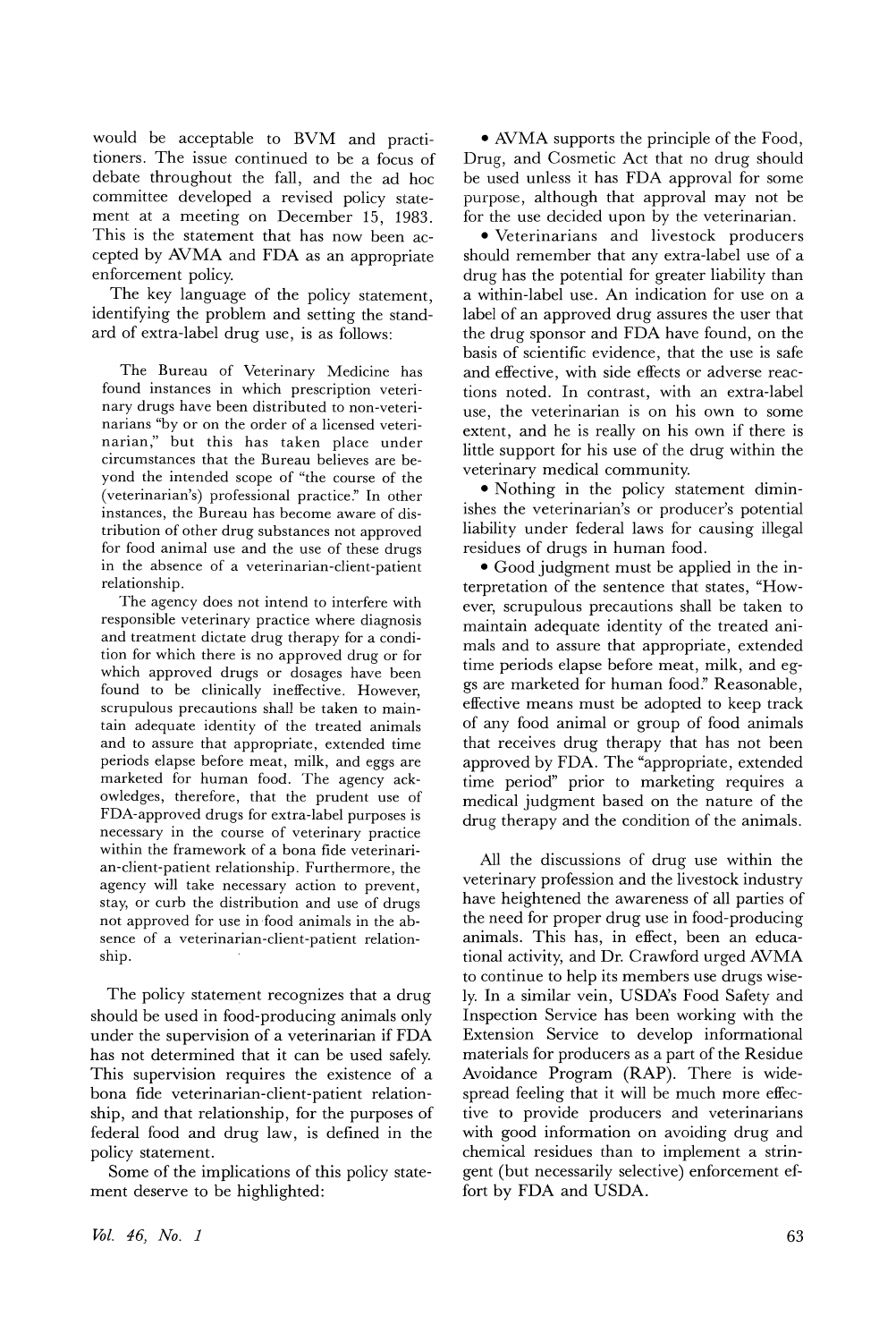would be acceptable to BVM and practitioners. The issue continued to be a focus of debate throughout the fall, and the ad hoc committee developed a revised policy statement at a meeting on December 15, 1983. This is the statement that has now been accepted by AVMA and FDA as an appropriate enforcement policy.

The key language of the policy statement, identifying the problem and setting the standard of extra-label drug use, is as follows:

> The Bureau of Veterinary Medicine has found instances in which prescription veterinary drugs have been distributed to non-veterinarians "by or on the order of a licensed veterinarian," but this has taken place under circumstances that the Bureau believes are beyond the intended scope of "the course of the (veterinarian's) professional practice." In other instances, the Bureau has become aware of distribution of other drug substances not approved for food animal use and the use of these drugs in the absence of a veterinarian-client-patient relationship.
>
> The agency does not intend to interfere with responsible veterinary practice where diagnosis and treatment dictate drug therapy for a condition for which there is no approved drug or for which approved drugs or dosages have been found to be clinically ineffective. However, scrupulous precautions shall be taken to maintain adequate identity of the treated animals and to assure that appropriate, extended time periods elapse before meat, milk, and eggs are marketed for human food. The agency acknowledges, therefore, that the prudent use of FDA-approved drugs for extra-label purposes is necessary in the course of veterinary practice within the framework of a bona fide veterinarian-client-patient relationship. Furthermore, the agency will take necessary action to prevent, stay, or curb the distribution and use of drugs not approved for use in food animals in the absence of a veterinarian-client-patient relationship.

The policy statement recognizes that a drug should be used in food-producing animals only under the supervision of a veterinarian if FDA has not determined that it can be used safely. This supervision requires the existence of a bona fide veterinarian-client-patient relationship, and that relationship, for the purposes of federal food and drug law, is defined in the policy statement.

Some of the implications of this policy statement deserve to be highlighted:

- AVMA supports the principle of the Food, Drug, and Cosmetic Act that no drug should be used unless it has FDA approval for some purpose, although that approval may not be for the use decided upon by the veterinarian.
- Veterinarians and livestock producers should remember that any extra-label use of a drug has the potential for greater liability than a within-label use. An indication for use on a label of an approved drug assures the user that the drug sponsor and FDA have found, on the basis of scientific evidence, that the use is safe and effective, with side effects or adverse reactions noted. In contrast, with an extra-label use, the veterinarian is on his own to some extent, and he is really on his own if there is little support for his use of the drug within the veterinary medical community.
- Nothing in the policy statement diminishes the veterinarian's or producer's potential liability under federal laws for causing illegal residues of drugs in human food.
- Good judgment must be applied in the interpretation of the sentence that states, "However, scrupulous precautions shall be taken to maintain adequate identity of the treated animals and to assure that appropriate, extended time periods elapse before meat, milk, and eggs are marketed for human food." Reasonable, effective means must be adopted to keep track of any food animal or group of food animals that receives drug therapy that has not been approved by FDA. The "appropriate, extended time period" prior to marketing requires a medical judgment based on the nature of the drug therapy and the condition of the animals.

All the discussions of drug use within the veterinary profession and the livestock industry have heightened the awareness of all parties of the need for proper drug use in food-producing animals. This has, in effect, been an educational activity, and Dr. Crawford urged AVMA to continue to help its members use drugs wisely. In a similar vein, USDA's Food Safety and Inspection Service has been working with the Extension Service to develop informational materials for producers as a part of the Residue Avoidance Program (RAP). There is widespread feeling that it will be much more effective to provide producers and veterinarians with good information on avoiding drug and chemical residues than to implement a stringent (but necessarily selective) enforcement effort by FDA and USDA.